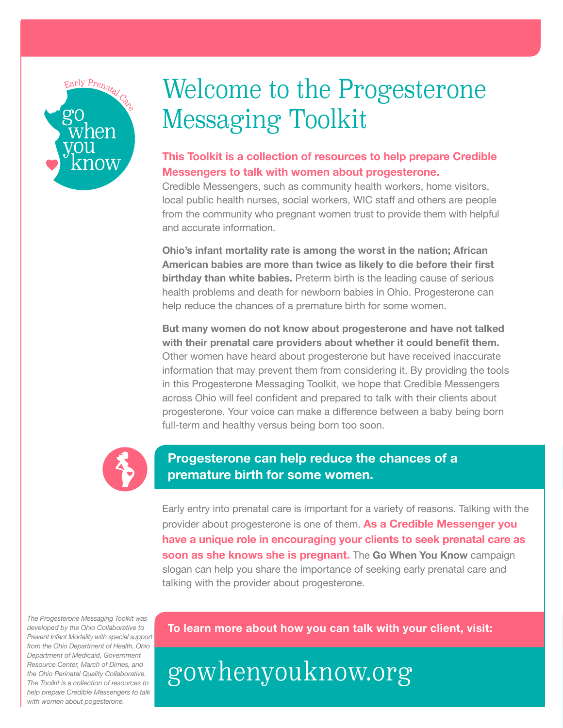Early Prenatal Care

go when you know

# Welcome to the Progesterone Messaging Toolkit

**This Toolkit is a collection of resources to help prepare Credible Messengers to talk with women about progesterone.**

Credible Messengers, such as community health workers, home visitors, local public health nurses, social workers, WIC staff and others are people from the community who pregnant women trust to provide them with helpful and accurate information.

**Ohio's infant mortality rate is among the worst in the nation; African American babies are more than twice as likely to die before their first birthday than white babies.** Preterm birth is the leading cause of serious health problems and death for newborn babies in Ohio. Progesterone can help reduce the chances of a premature birth for some women.

**But many women do not know about progesterone and have not talked with their prenatal care providers about whether it could benefit them.** Other women have heard about progesterone but have received inaccurate information that may prevent them from considering it. By providing the tools in this Progesterone Messaging Toolkit, we hope that Credible Messengers across Ohio will feel confident and prepared to talk with their clients about progesterone. Your voice can make a difference between a baby being born full-term and healthy versus being born too soon.

## Progesterone can help reduce the chances of a premature birth for some women.

Early entry into prenatal care is important for a variety of reasons. Talking with the provider about progesterone is one of them. **As a Credible Messenger you have a unique role in encouraging your clients to seek prenatal care as soon as she knows she is pregnant.** The **Go When You Know** campaign slogan can help you share the importance of seeking early prenatal care and talking with the provider about progesterone.

*The Progesterone Messaging Toolkit was developed by the Ohio Collaborative to Prevent Infant Mortality with special support from the Ohio Department of Health, Ohio Department of Medicaid, Government Resource Center, March of Dimes, and the Ohio Perinatal Quality Collaborative. The Toolkit is a collection of resources to help prepare Credible Messengers to talk with women about pogesterone.*

**To learn more about how you can talk with your client, visit:**

gowhenyouknow.org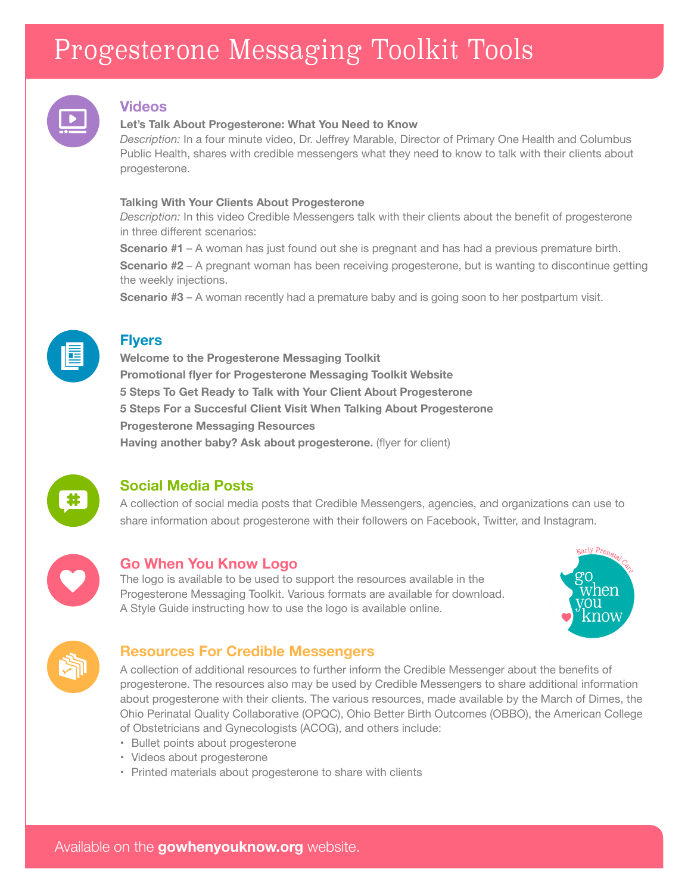# Progesterone Messaging Toolkit Tools

## Videos

**Let's Talk About Progesterone: What You Need to Know**

*Description:* In a four minute video, Dr. Jeffrey Marable, Director of Primary One Health and Columbus Public Health, shares with credible messengers what they need to know to talk with their clients about progesterone.

**Talking With Your Clients About Progesterone**

*Description:* In this video Credible Messengers talk with their clients about the benefit of progesterone in three different scenarios:

**Scenario #1** – A woman has just found out she is pregnant and has had a previous premature birth.

**Scenario #2** – A pregnant woman has been receiving progesterone, but is wanting to discontinue getting the weekly injections.

**Scenario #3** – A woman recently had a premature baby and is going soon to her postpartum visit.

## Flyers

**Welcome to the Progesterone Messaging Toolkit**

**Promotional flyer for Progesterone Messaging Toolkit Website**

**5 Steps To Get Ready to Talk with Your Client About Progesterone**

**5 Steps For a Succesful Client Visit When Talking About Progesterone**

**Progesterone Messaging Resources**

**Having another baby? Ask about progesterone.** (flyer for client)

## Social Media Posts

A collection of social media posts that Credible Messengers, agencies, and organizations can use to share information about progesterone with their followers on Facebook, Twitter, and Instagram.

## Go When You Know Logo

The logo is available to be used to support the resources available in the Progesterone Messaging Toolkit. Various formats are available for download. A Style Guide instructing how to use the logo is available online.

Early Prenatal Care
go when you know

## Resources For Credible Messengers

A collection of additional resources to further inform the Credible Messenger about the benefits of progesterone. The resources also may be used by Credible Messengers to share additional information about progesterone with their clients. The various resources, made available by the March of Dimes, the Ohio Perinatal Quality Collaborative (OPQC), Ohio Better Birth Outcomes (OBBO), the American College of Obstetricians and Gynecologists (ACOG), and others include:

- Bullet points about progesterone
- Videos about progesterone
- Printed materials about progesterone to share with clients

Available on the **gowhenyouknow.org** website.